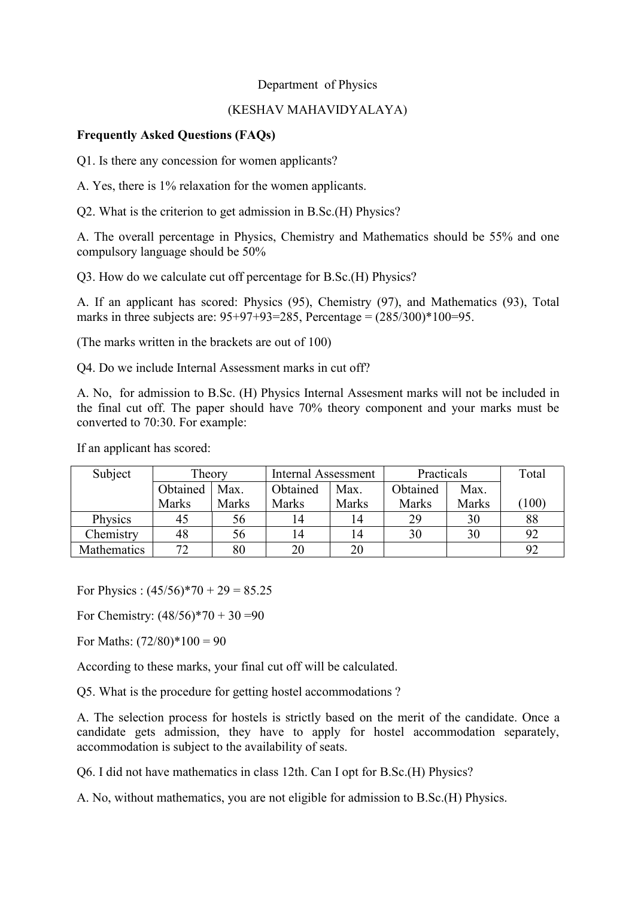Department of Physics

(KESHAV MAHAVIDYALAYA)

**Frequently Asked Questions (FAQs)**

Q1. Is there any concession for women applicants?

A. Yes, there is 1% relaxation for the women applicants.

Q2. What is the criterion to get admission in B.Sc.(H) Physics?

A. The overall percentage in Physics, Chemistry and Mathematics should be 55% and one compulsory language should be 50%

Q3. How do we calculate cut off percentage for B.Sc.(H) Physics?

A. If an applicant has scored: Physics (95), Chemistry (97), and Mathematics (93), Total marks in three subjects are: 95+97+93=285, Percentage = (285/300)*100=95.

(The marks written in the brackets are out of 100)

Q4. Do we include Internal Assessment marks in cut off?

A. No, for admission to B.Sc. (H) Physics Internal Assesment marks will not be included in the final cut off. The paper should have 70% theory component and your marks must be converted to 70:30. For example:

If an applicant has scored:

| Subject | Theory | | Internal Assessment | | Practicals | | Total |
|---|---|---|---|---|---|---|---|
| | Obtained Marks | Max. Marks | Obtained Marks | Max. Marks | Obtained Marks | Max. Marks | (100) |
| Physics | 45 | 56 | 14 | 14 | 29 | 30 | 88 |
| Chemistry | 48 | 56 | 14 | 14 | 30 | 30 | 92 |
| Mathematics | 72 | 80 | 20 | 20 | | | 92 |

For Physics : (45/56)*70 + 29 = 85.25

For Chemistry: (48/56)*70 + 30 =90

For Maths: (72/80)*100 = 90

According to these marks, your final cut off will be calculated.

Q5. What is the procedure for getting hostel accommodations ?

A. The selection process for hostels is strictly based on the merit of the candidate. Once a candidate gets admission, they have to apply for hostel accommodation separately, accommodation is subject to the availability of seats.

Q6. I did not have mathematics in class 12th. Can I opt for B.Sc.(H) Physics?

A. No, without mathematics, you are not eligible for admission to B.Sc.(H) Physics.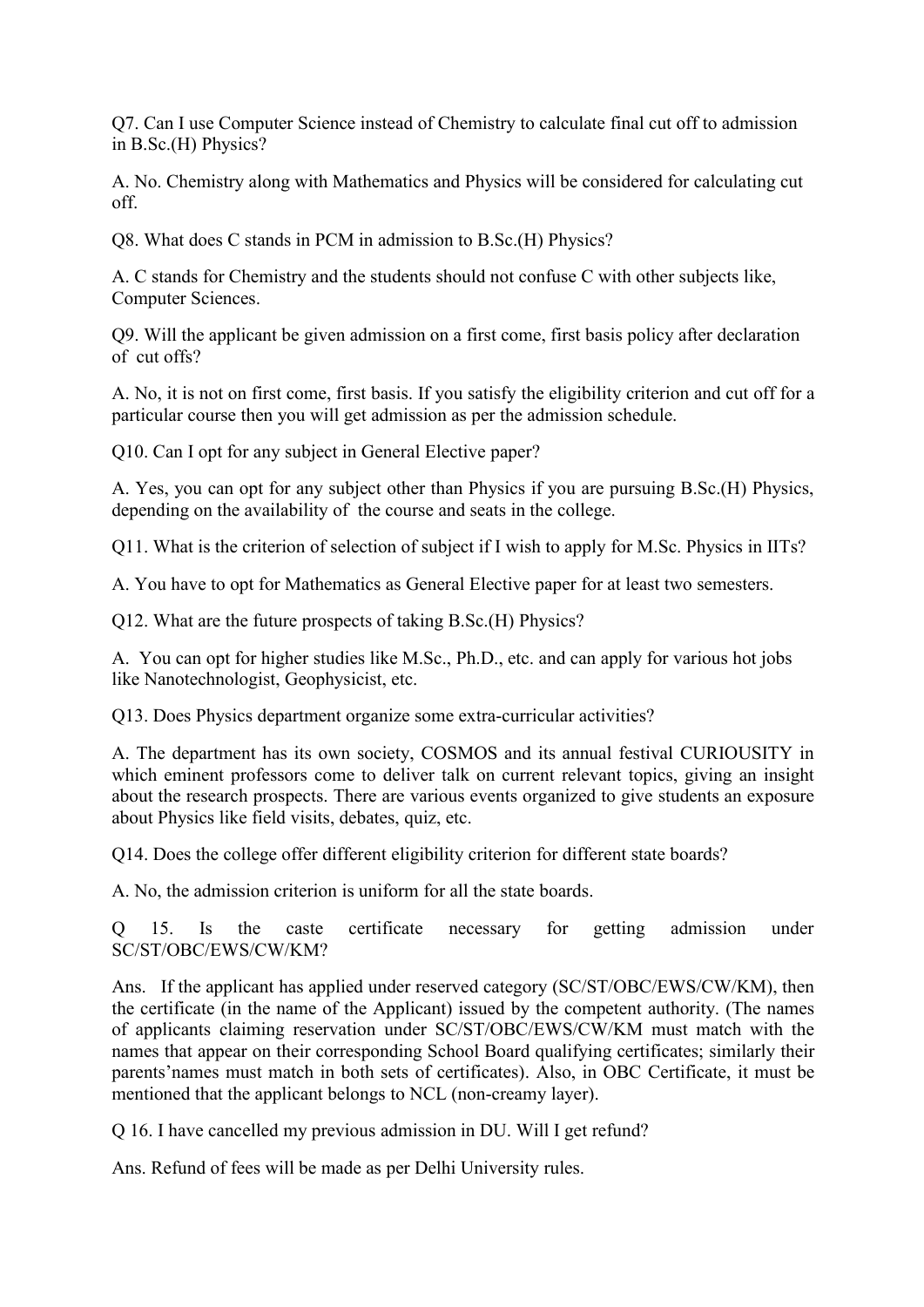Q7. Can I use Computer Science instead of Chemistry to calculate final cut off to admission in B.Sc.(H) Physics?

A. No. Chemistry along with Mathematics and Physics will be considered for calculating cut off.

Q8. What does C stands in PCM in admission to B.Sc.(H) Physics?

A. C stands for Chemistry and the students should not confuse C with other subjects like, Computer Sciences.

Q9. Will the applicant be given admission on a first come, first basis policy after declaration of cut offs?

A. No, it is not on first come, first basis. If you satisfy the eligibility criterion and cut off for a particular course then you will get admission as per the admission schedule.

Q10. Can I opt for any subject in General Elective paper?

A. Yes, you can opt for any subject other than Physics if you are pursuing B.Sc.(H) Physics, depending on the availability of the course and seats in the college.

Q11. What is the criterion of selection of subject if I wish to apply for M.Sc. Physics in IITs?

A. You have to opt for Mathematics as General Elective paper for at least two semesters.

Q12. What are the future prospects of taking B.Sc.(H) Physics?

A. You can opt for higher studies like M.Sc., Ph.D., etc. and can apply for various hot jobs like Nanotechnologist, Geophysicist, etc.

Q13. Does Physics department organize some extra-curricular activities?

A. The department has its own society, COSMOS and its annual festival CURIOUSITY in which eminent professors come to deliver talk on current relevant topics, giving an insight about the research prospects. There are various events organized to give students an exposure about Physics like field visits, debates, quiz, etc.

Q14. Does the college offer different eligibility criterion for different state boards?

A. No, the admission criterion is uniform for all the state boards.

Q 15. Is the caste certificate necessary for getting admission under SC/ST/OBC/EWS/CW/KM?

Ans. If the applicant has applied under reserved category (SC/ST/OBC/EWS/CW/KM), then the certificate (in the name of the Applicant) issued by the competent authority. (The names of applicants claiming reservation under SC/ST/OBC/EWS/CW/KM must match with the names that appear on their corresponding School Board qualifying certificates; similarly their parents'names must match in both sets of certificates). Also, in OBC Certificate, it must be mentioned that the applicant belongs to NCL (non-creamy layer).

Q 16. I have cancelled my previous admission in DU. Will I get refund?

Ans. Refund of fees will be made as per Delhi University rules.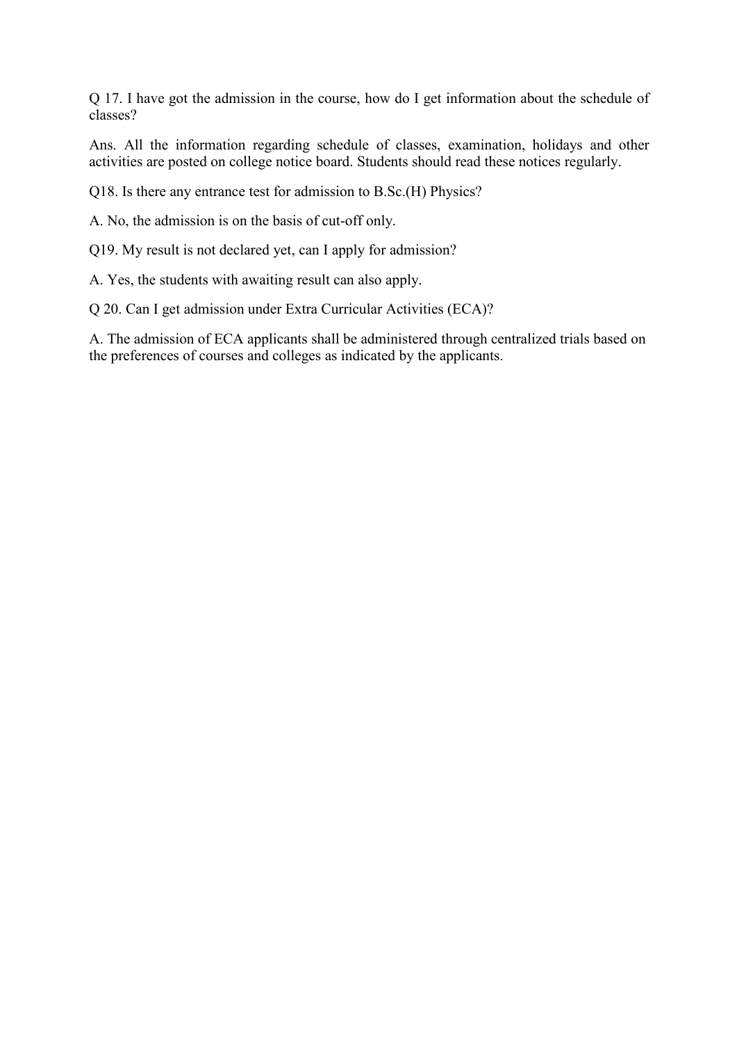Q 17. I have got the admission in the course, how do I get information about the schedule of classes?

Ans. All the information regarding schedule of classes, examination, holidays and other activities are posted on college notice board. Students should read these notices regularly.

Q18. Is there any entrance test for admission to B.Sc.(H) Physics?

A. No, the admission is on the basis of cut-off only.

Q19. My result is not declared yet, can I apply for admission?

A. Yes, the students with awaiting result can also apply.

Q 20. Can I get admission under Extra Curricular Activities (ECA)?

A. The admission of ECA applicants shall be administered through centralized trials based on the preferences of courses and colleges as indicated by the applicants.